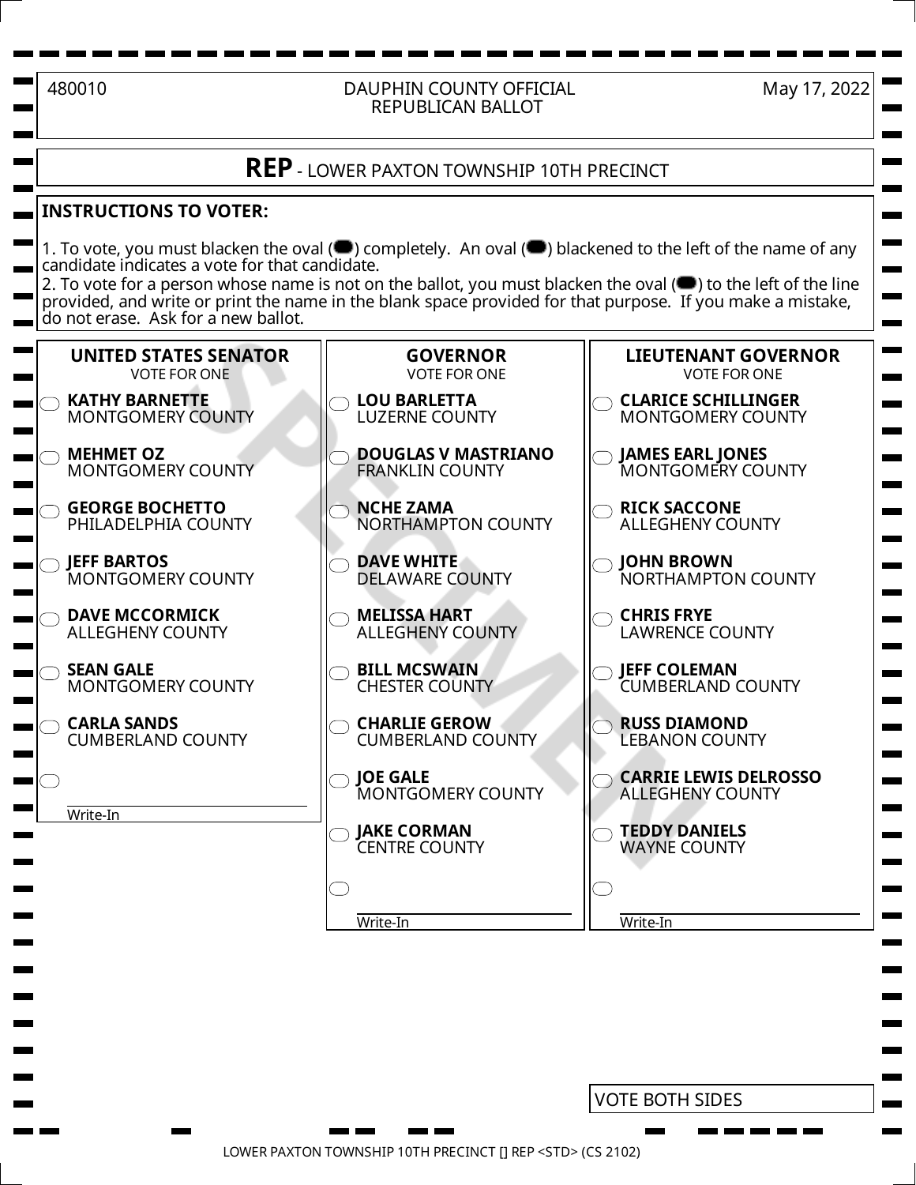480010

DAUPHIN COUNTY OFFICIAL
REPUBLICAN BALLOT

May 17, 2022

# REP - LOWER PAXTON TOWNSHIP 10TH PRECINCT

**INSTRUCTIONS TO VOTER:**

1. To vote, you must blacken the oval (⬬) completely. An oval (⬬) blackened to the left of the name of any candidate indicates a vote for that candidate.
2. To vote for a person whose name is not on the ballot, you must blacken the oval (⬬) to the left of the line provided, and write or print the name in the blank space provided for that purpose. If you make a mistake, do not erase. Ask for a new ballot.

## UNITED STATES SENATOR
VOTE FOR ONE

- **KATHY BARNETTE** MONTGOMERY COUNTY
- **MEHMET OZ** MONTGOMERY COUNTY
- **GEORGE BOCHETTO** PHILADELPHIA COUNTY
- **JEFF BARTOS** MONTGOMERY COUNTY
- **DAVE MCCORMICK** ALLEGHENY COUNTY
- **SEAN GALE** MONTGOMERY COUNTY
- **CARLA SANDS** CUMBERLAND COUNTY
- Write-In

## GOVERNOR
VOTE FOR ONE

- **LOU BARLETTA** LUZERNE COUNTY
- **DOUGLAS V MASTRIANO** FRANKLIN COUNTY
- **NCHE ZAMA** NORTHAMPTON COUNTY
- **DAVE WHITE** DELAWARE COUNTY
- **MELISSA HART** ALLEGHENY COUNTY
- **BILL MCSWAIN** CHESTER COUNTY
- **CHARLIE GEROW** CUMBERLAND COUNTY
- **JOE GALE** MONTGOMERY COUNTY
- **JAKE CORMAN** CENTRE COUNTY
- Write-In

## LIEUTENANT GOVERNOR
VOTE FOR ONE

- **CLARICE SCHILLINGER** MONTGOMERY COUNTY
- **JAMES EARL JONES** MONTGOMERY COUNTY
- **RICK SACCONE** ALLEGHENY COUNTY
- **JOHN BROWN** NORTHAMPTON COUNTY
- **CHRIS FRYE** LAWRENCE COUNTY
- **JEFF COLEMAN** CUMBERLAND COUNTY
- **RUSS DIAMOND** LEBANON COUNTY
- **CARRIE LEWIS DELROSSO** ALLEGHENY COUNTY
- **TEDDY DANIELS** WAYNE COUNTY
- Write-In

VOTE BOTH SIDES

LOWER PAXTON TOWNSHIP 10TH PRECINCT [] REP <STD> (CS 2102)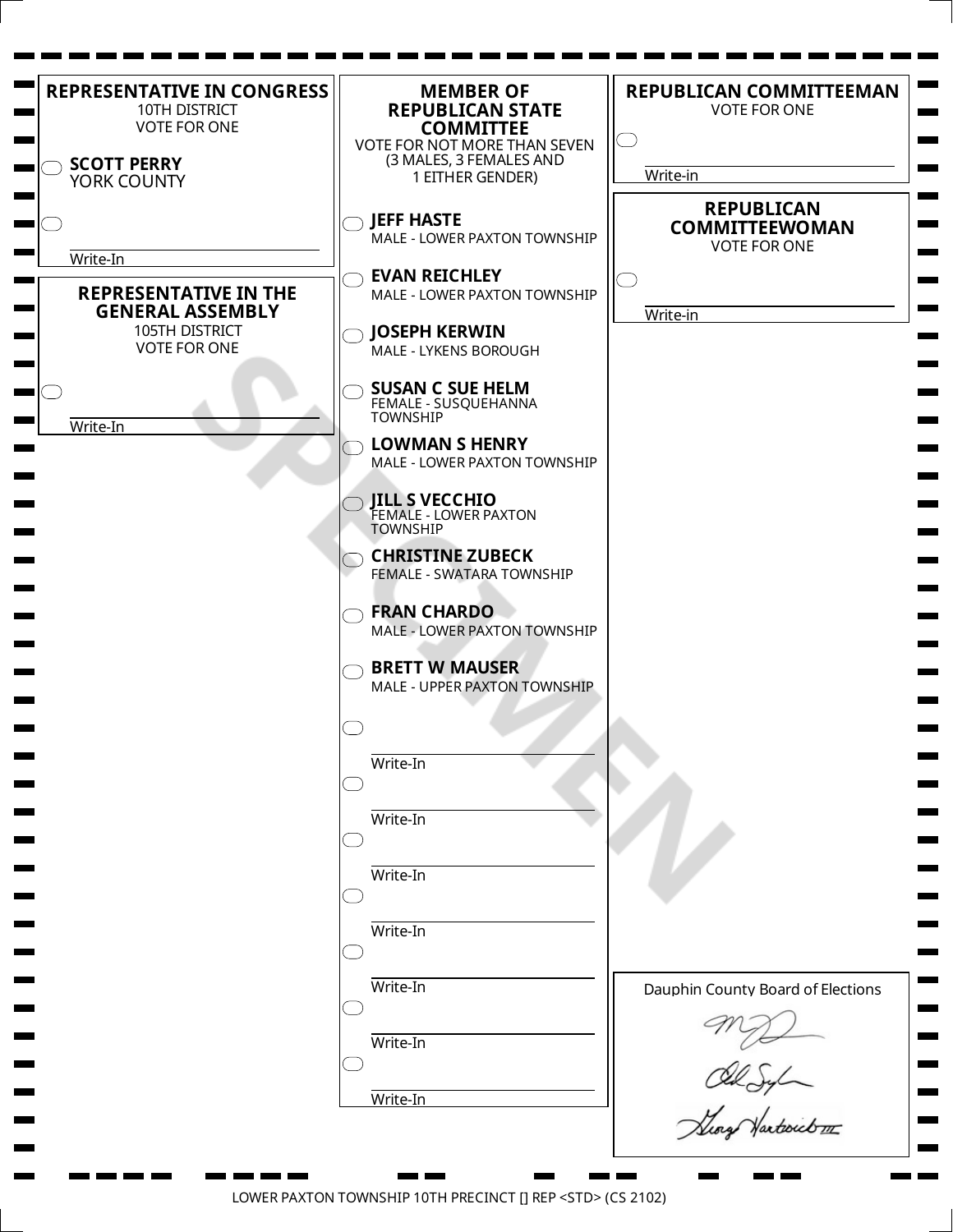## REPRESENTATIVE IN CONGRESS
10TH DISTRICT
VOTE FOR ONE

- **SCOTT PERRY**
  YORK COUNTY
- Write-In

## REPRESENTATIVE IN THE GENERAL ASSEMBLY
105TH DISTRICT
VOTE FOR ONE

- Write-In

## MEMBER OF REPUBLICAN STATE COMMITTEE
VOTE FOR NOT MORE THAN SEVEN
(3 MALES, 3 FEMALES AND
1 EITHER GENDER)

- **JEFF HASTE**
  MALE - LOWER PAXTON TOWNSHIP
- **EVAN REICHLEY**
  MALE - LOWER PAXTON TOWNSHIP
- **JOSEPH KERWIN**
  MALE - LYKENS BOROUGH
- **SUSAN C SUE HELM**
  FEMALE - SUSQUEHANNA TOWNSHIP
- **LOWMAN S HENRY**
  MALE - LOWER PAXTON TOWNSHIP
- **JILL S VECCHIO**
  FEMALE - LOWER PAXTON TOWNSHIP
- **CHRISTINE ZUBECK**
  FEMALE - SWATARA TOWNSHIP
- **FRAN CHARDO**
  MALE - LOWER PAXTON TOWNSHIP
- **BRETT W MAUSER**
  MALE - UPPER PAXTON TOWNSHIP
- Write-In
- Write-In
- Write-In
- Write-In
- Write-In
- Write-In
- Write-In

## REPUBLICAN COMMITTEEMAN
VOTE FOR ONE

- Write-in

## REPUBLICAN COMMITTEEWOMAN
VOTE FOR ONE

- Write-in

Dauphin County Board of Elections

SPECIMEN

LOWER PAXTON TOWNSHIP 10TH PRECINCT [] REP <STD> (CS 2102)